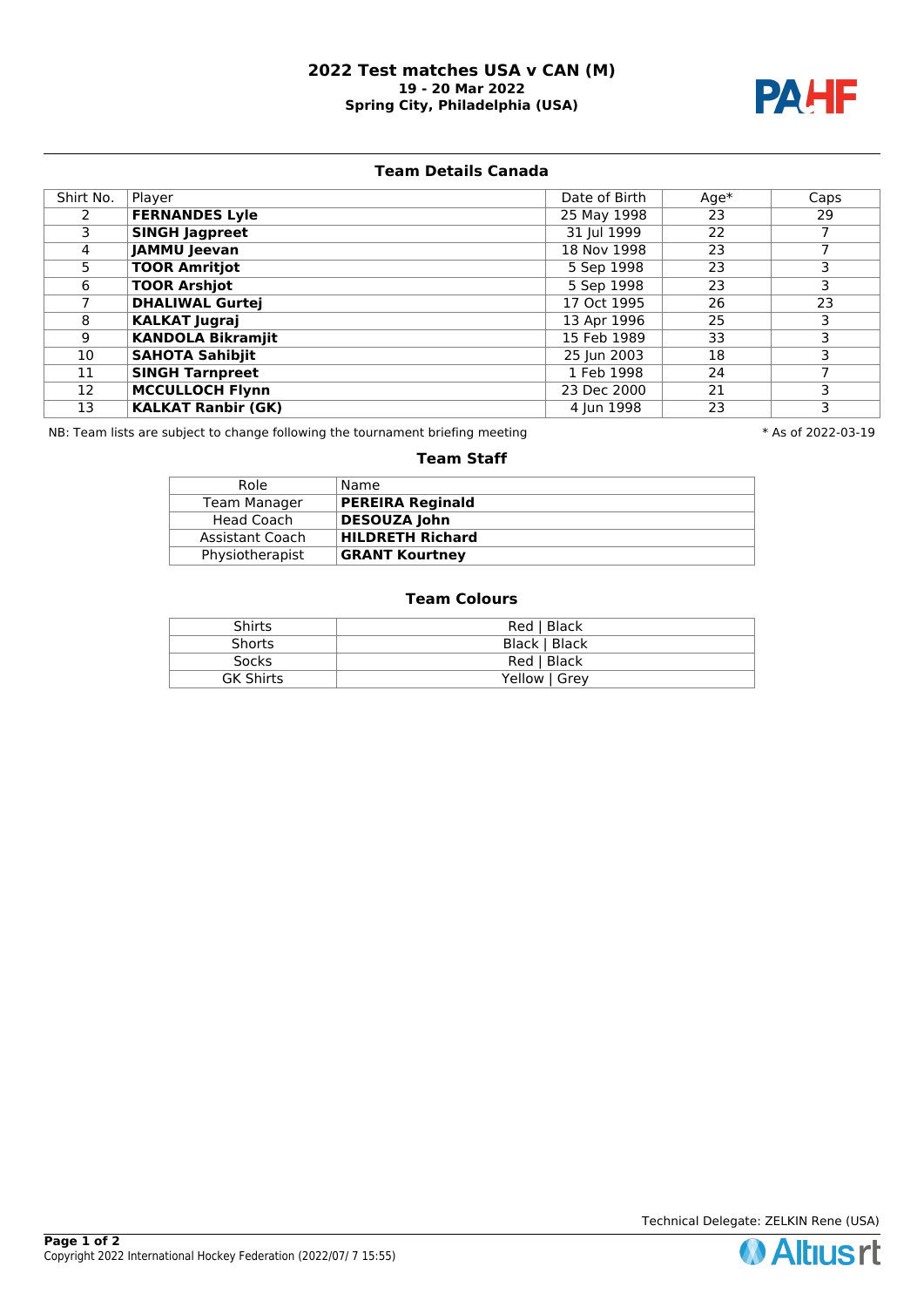# 2022 Test matches USA v CAN (M)

**19 - 20 Mar 2022**

**Spring City, Philadelphia (USA)**

## Team Details Canada

| Shirt No. | Player | Date of Birth | Age* | Caps |
|---|---|---|---|---|
| 2 | **FERNANDES Lyle** | 25 May 1998 | 23 | 29 |
| 3 | **SINGH Jagpreet** | 31 Jul 1999 | 22 | 7 |
| 4 | **JAMMU Jeevan** | 18 Nov 1998 | 23 | 7 |
| 5 | **TOOR Amritjot** | 5 Sep 1998 | 23 | 3 |
| 6 | **TOOR Arshjot** | 5 Sep 1998 | 23 | 3 |
| 7 | **DHALIWAL Gurtej** | 17 Oct 1995 | 26 | 23 |
| 8 | **KALKAT Jugraj** | 13 Apr 1996 | 25 | 3 |
| 9 | **KANDOLA Bikramjit** | 15 Feb 1989 | 33 | 3 |
| 10 | **SAHOTA Sahibjit** | 25 Jun 2003 | 18 | 3 |
| 11 | **SINGH Tarnpreet** | 1 Feb 1998 | 24 | 7 |
| 12 | **MCCULLOCH Flynn** | 23 Dec 2000 | 21 | 3 |
| 13 | **KALKAT Ranbir (GK)** | 4 Jun 1998 | 23 | 3 |

NB: Team lists are subject to change following the tournament briefing meeting

\* As of 2022-03-19

## Team Staff

| Role | Name |
|---|---|
| Team Manager | **PEREIRA Reginald** |
| Head Coach | **DESOUZA John** |
| Assistant Coach | **HILDRETH Richard** |
| Physiotherapist | **GRANT Kourtney** |

## Team Colours

| | |
|---|---|
| Shirts | Red \| Black |
| Shorts | Black \| Black |
| Socks | Red \| Black |
| GK Shirts | Yellow \| Grey |

Technical Delegate: ZELKIN Rene (USA)

Copyright 2022 International Hockey Federation (2022/07/ 7 15:55)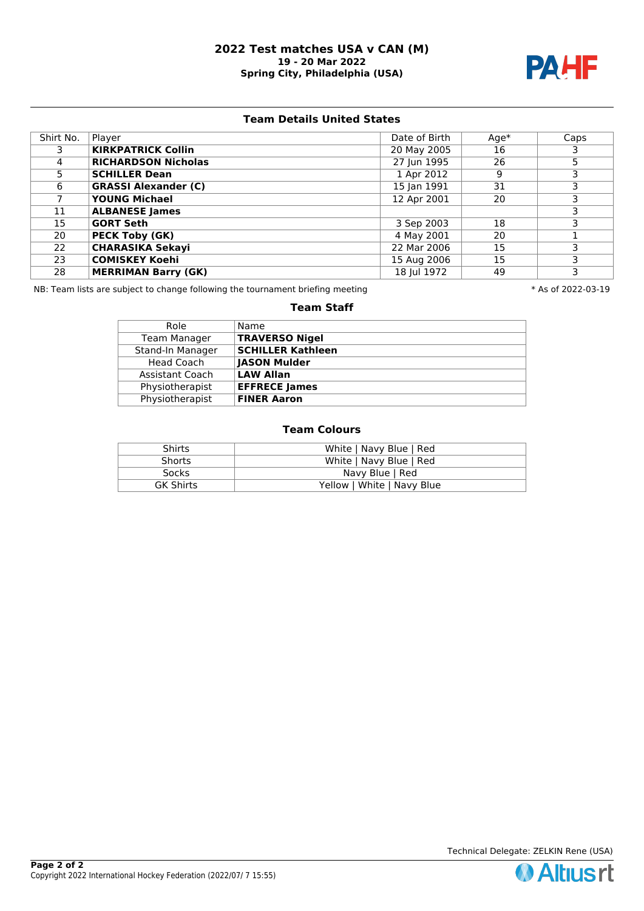# 2022 Test matches USA v CAN (M)

**19 - 20 Mar 2022**

**Spring City, Philadelphia (USA)**

## Team Details United States

| Shirt No. | Player | Date of Birth | Age* | Caps |
|---|---|---|---|---|
| 3 | **KIRKPATRICK Collin** | 20 May 2005 | 16 | 3 |
| 4 | **RICHARDSON Nicholas** | 27 Jun 1995 | 26 | 5 |
| 5 | **SCHILLER Dean** | 1 Apr 2012 | 9 | 3 |
| 6 | **GRASSI Alexander (C)** | 15 Jan 1991 | 31 | 3 |
| 7 | **YOUNG Michael** | 12 Apr 2001 | 20 | 3 |
| 11 | **ALBANESE James** | | | 3 |
| 15 | **GORT Seth** | 3 Sep 2003 | 18 | 3 |
| 20 | **PECK Toby (GK)** | 4 May 2001 | 20 | 1 |
| 22 | **CHARASIKA Sekayi** | 22 Mar 2006 | 15 | 3 |
| 23 | **COMISKEY Koehi** | 15 Aug 2006 | 15 | 3 |
| 28 | **MERRIMAN Barry (GK)** | 18 Jul 1972 | 49 | 3 |

NB: Team lists are subject to change following the tournament briefing meeting

* As of 2022-03-19

## Team Staff

| Role | Name |
|---|---|
| Team Manager | **TRAVERSO Nigel** |
| Stand-In Manager | **SCHILLER Kathleen** |
| Head Coach | **JASON Mulder** |
| Assistant Coach | **LAW Allan** |
| Physiotherapist | **EFFRECE James** |
| Physiotherapist | **FINER Aaron** |

## Team Colours

| | |
|---|---|
| Shirts | White \| Navy Blue \| Red |
| Shorts | White \| Navy Blue \| Red |
| Socks | Navy Blue \| Red |
| GK Shirts | Yellow \| White \| Navy Blue |

Technical Delegate: ZELKIN Rene (USA)

Copyright 2022 International Hockey Federation (2022/07/ 7 15:55)